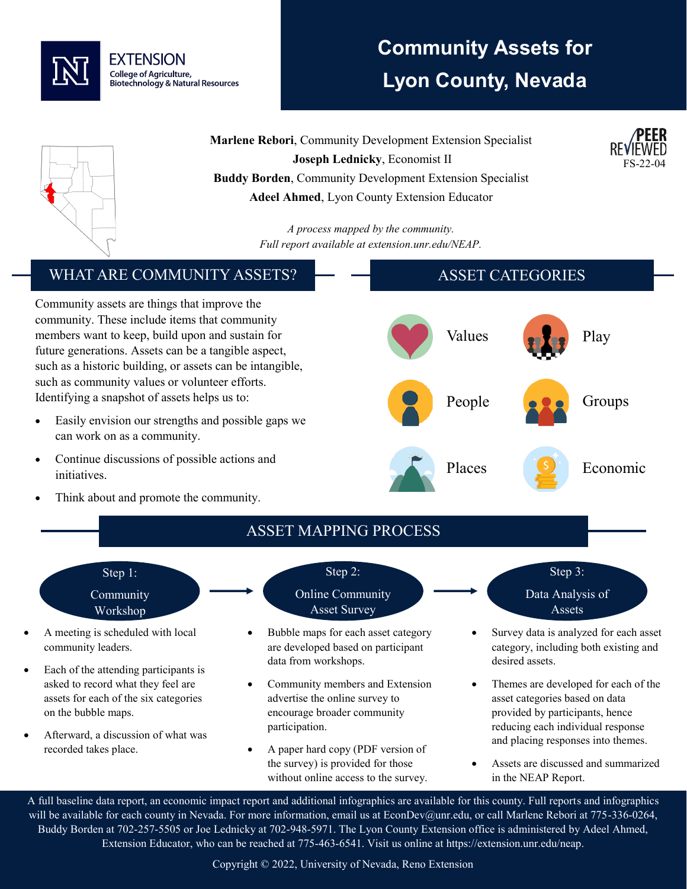EXTENSION
College of Agriculture, Biotechnology & Natural Resources

# Community Assets for Lyon County, Nevada

**Marlene Rebori**, Community Development Extension Specialist
**Joseph Lednicky**, Economist II
**Buddy Borden**, Community Development Extension Specialist
**Adeel Ahmed**, Lyon County Extension Educator

PEER REVIEWED
FS-22-04

*A process mapped by the community.*
*Full report available at extension.unr.edu/NEAP.*

## WHAT ARE COMMUNITY ASSETS?

Community assets are things that improve the community. These include items that community members want to keep, build upon and sustain for future generations. Assets can be a tangible aspect, such as a historic building, or assets can be intangible, such as community values or volunteer efforts. Identifying a snapshot of assets helps us to:

- Easily envision our strengths and possible gaps we can work on as a community.
- Continue discussions of possible actions and initiatives.
- Think about and promote the community.

## ASSET CATEGORIES

- Values
- Play
- People
- Groups
- Places
- Economic

## ASSET MAPPING PROCESS

### Step 1: Community Workshop

- A meeting is scheduled with local community leaders.
- Each of the attending participants is asked to record what they feel are assets for each of the six categories on the bubble maps.
- Afterward, a discussion of what was recorded takes place.

### Step 2: Online Community Asset Survey

- Bubble maps for each asset category are developed based on participant data from workshops.
- Community members and Extension advertise the online survey to encourage broader community participation.
- A paper hard copy (PDF version of the survey) is provided for those without online access to the survey.

### Step 3: Data Analysis of Assets

- Survey data is analyzed for each asset category, including both existing and desired assets.
- Themes are developed for each of the asset categories based on data provided by participants, hence reducing each individual response and placing responses into themes.
- Assets are discussed and summarized in the NEAP Report.

A full baseline data report, an economic impact report and additional infographics are available for this county. Full reports and infographics will be available for each county in Nevada. For more information, email us at EconDev@unr.edu, or call Marlene Rebori at 775-336-0264, Buddy Borden at 702-257-5505 or Joe Lednicky at 702-948-5971. The Lyon County Extension office is administered by Adeel Ahmed, Extension Educator, who can be reached at 775-463-6541. Visit us online at https://extension.unr.edu/neap.

Copyright © 2022, University of Nevada, Reno Extension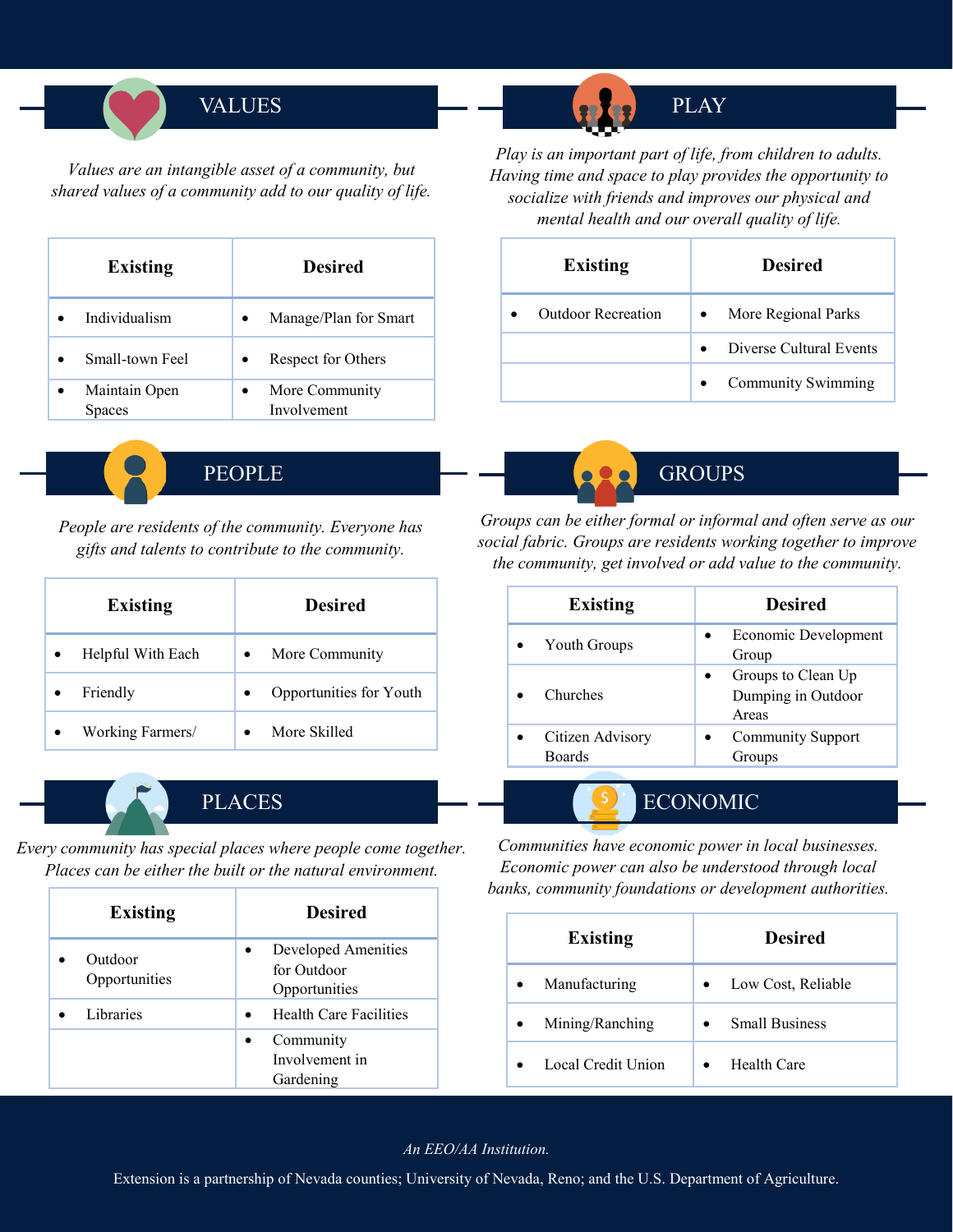## VALUES

*Values are an intangible asset of a community, but shared values of a community add to our quality of life.*

| Existing | Desired |
| --- | --- |
| • Individualism | • Manage/Plan for Smart |
| • Small-town Feel | • Respect for Others |
| • Maintain Open Spaces | • More Community Involvement |

## PLAY

*Play is an important part of life, from children to adults. Having time and space to play provides the opportunity to socialize with friends and improves our physical and mental health and our overall quality of life.*

| Existing | Desired |
| --- | --- |
| • Outdoor Recreation | • More Regional Parks |
| | • Diverse Cultural Events |
| | • Community Swimming |

## PEOPLE

*People are residents of the community. Everyone has gifts and talents to contribute to the community.*

| Existing | Desired |
| --- | --- |
| • Helpful With Each | • More Community |
| • Friendly | • Opportunities for Youth |
| • Working Farmers/ | • More Skilled |

## GROUPS

*Groups can be either formal or informal and often serve as our social fabric. Groups are residents working together to improve the community, get involved or add value to the community.*

| Existing | Desired |
| --- | --- |
| • Youth Groups | • Economic Development Group |
| • Churches | • Groups to Clean Up Dumping in Outdoor Areas |
| • Citizen Advisory Boards | • Community Support Groups |

## PLACES

*Every community has special places where people come together. Places can be either the built or the natural environment.*

| Existing | Desired |
| --- | --- |
| • Outdoor Opportunities | • Developed Amenities for Outdoor Opportunities |
| • Libraries | • Health Care Facilities |
| | • Community Involvement in Gardening |

## ECONOMIC

*Communities have economic power in local businesses. Economic power can also be understood through local banks, community foundations or development authorities.*

| Existing | Desired |
| --- | --- |
| • Manufacturing | • Low Cost, Reliable |
| • Mining/Ranching | • Small Business |
| • Local Credit Union | • Health Care |

*An EEO/AA Institution.*

Extension is a partnership of Nevada counties; University of Nevada, Reno; and the U.S. Department of Agriculture.